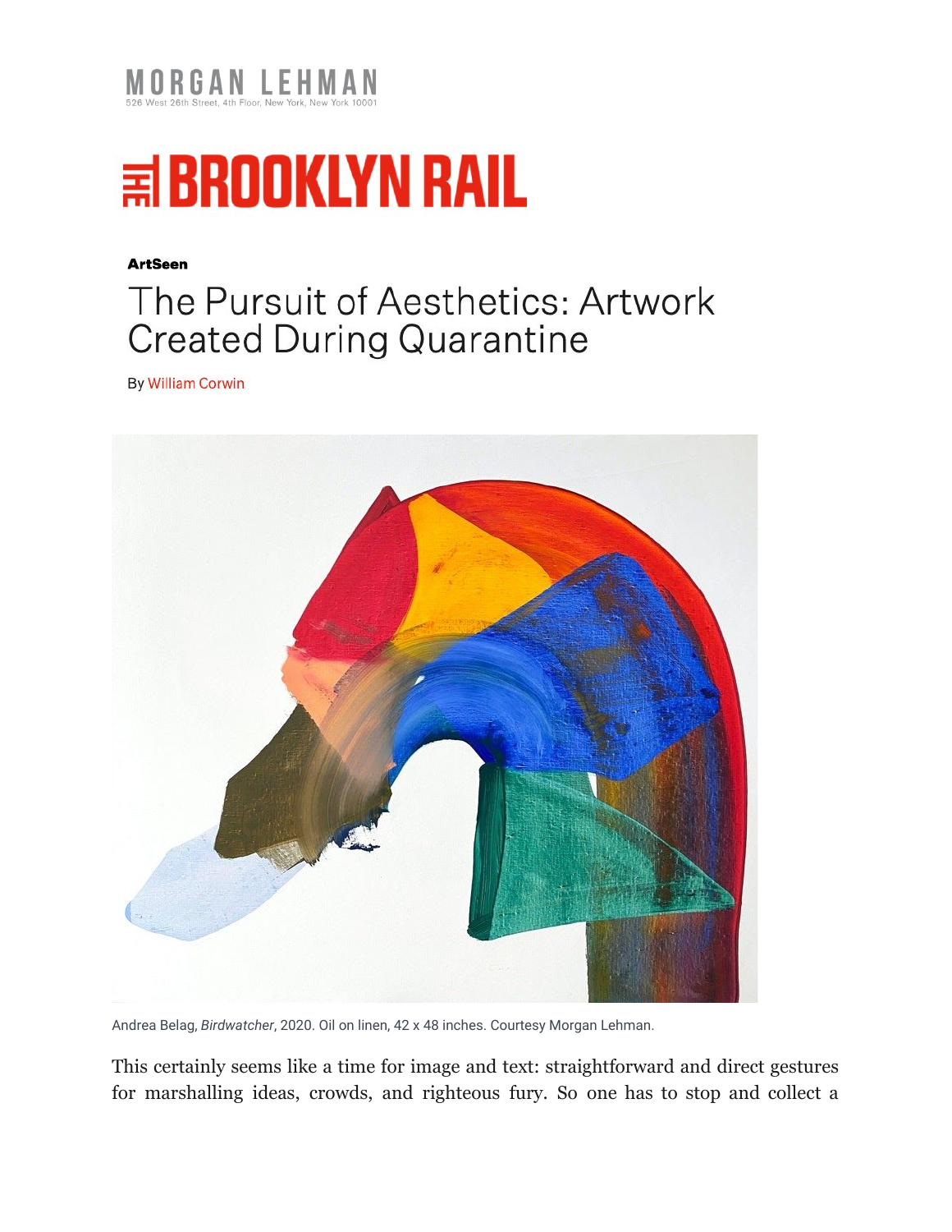MORGAN LEHMAN
526 West 26th Street, 4th Floor, New York, New York 10001

THE BROOKLYN RAIL

**ArtSeen**

# The Pursuit of Aesthetics: Artwork Created During Quarantine

By William Corwin

Andrea Belag, *Birdwatcher*, 2020. Oil on linen, 42 x 48 inches. Courtesy Morgan Lehman.

This certainly seems like a time for image and text: straightforward and direct gestures for marshalling ideas, crowds, and righteous fury. So one has to stop and collect a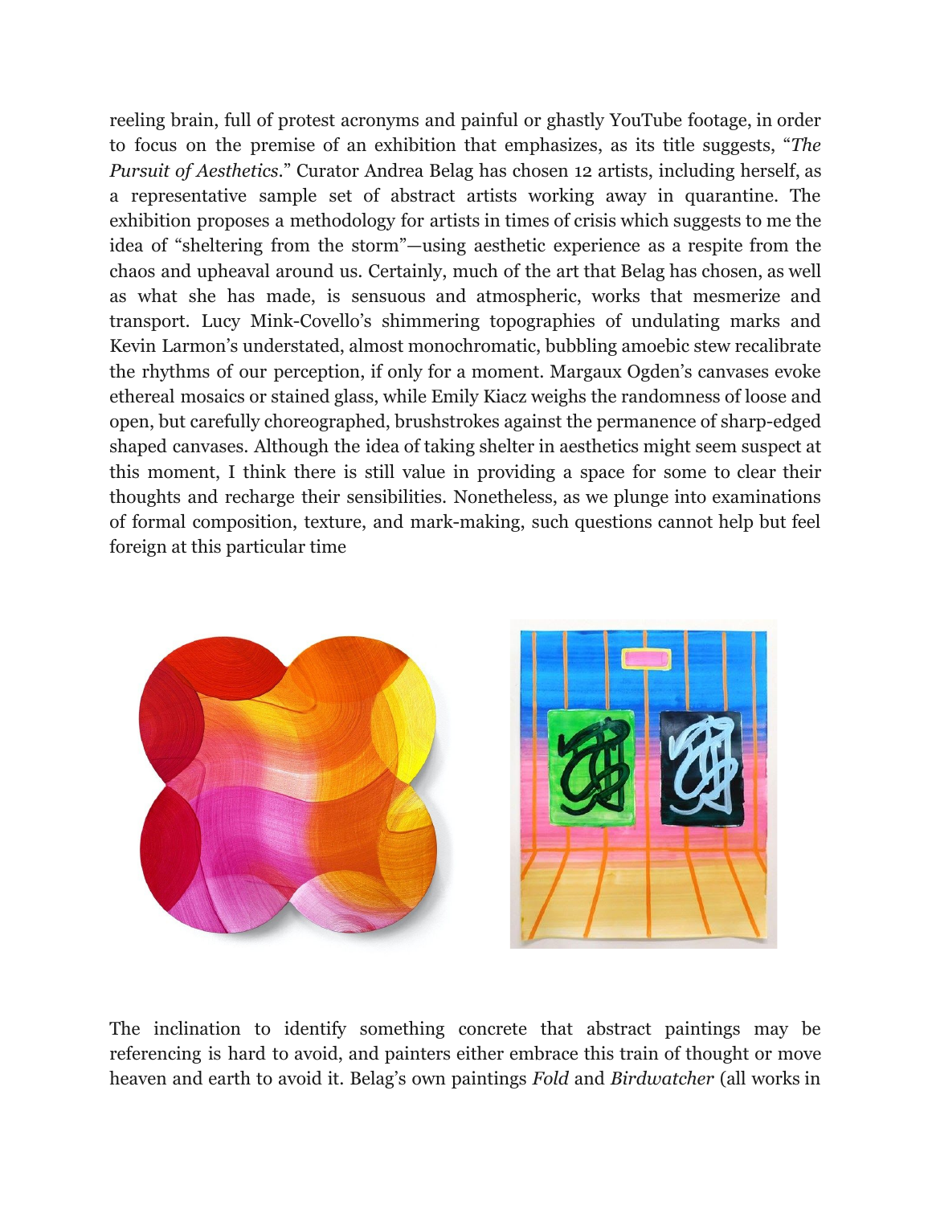reeling brain, full of protest acronyms and painful or ghastly YouTube footage, in order to focus on the premise of an exhibition that emphasizes, as its title suggests, "*The Pursuit of Aesthetics*." Curator Andrea Belag has chosen 12 artists, including herself, as a representative sample set of abstract artists working away in quarantine. The exhibition proposes a methodology for artists in times of crisis which suggests to me the idea of "sheltering from the storm"—using aesthetic experience as a respite from the chaos and upheaval around us. Certainly, much of the art that Belag has chosen, as well as what she has made, is sensuous and atmospheric, works that mesmerize and transport. Lucy Mink-Covello's shimmering topographies of undulating marks and Kevin Larmon's understated, almost monochromatic, bubbling amoebic stew recalibrate the rhythms of our perception, if only for a moment. Margaux Ogden's canvases evoke ethereal mosaics or stained glass, while Emily Kiacz weighs the randomness of loose and open, but carefully choreographed, brushstrokes against the permanence of sharp-edged shaped canvases. Although the idea of taking shelter in aesthetics might seem suspect at this moment, I think there is still value in providing a space for some to clear their thoughts and recharge their sensibilities. Nonetheless, as we plunge into examinations of formal composition, texture, and mark-making, such questions cannot help but feel foreign at this particular time

The inclination to identify something concrete that abstract paintings may be referencing is hard to avoid, and painters either embrace this train of thought or move heaven and earth to avoid it. Belag's own paintings *Fold* and *Birdwatcher* (all works in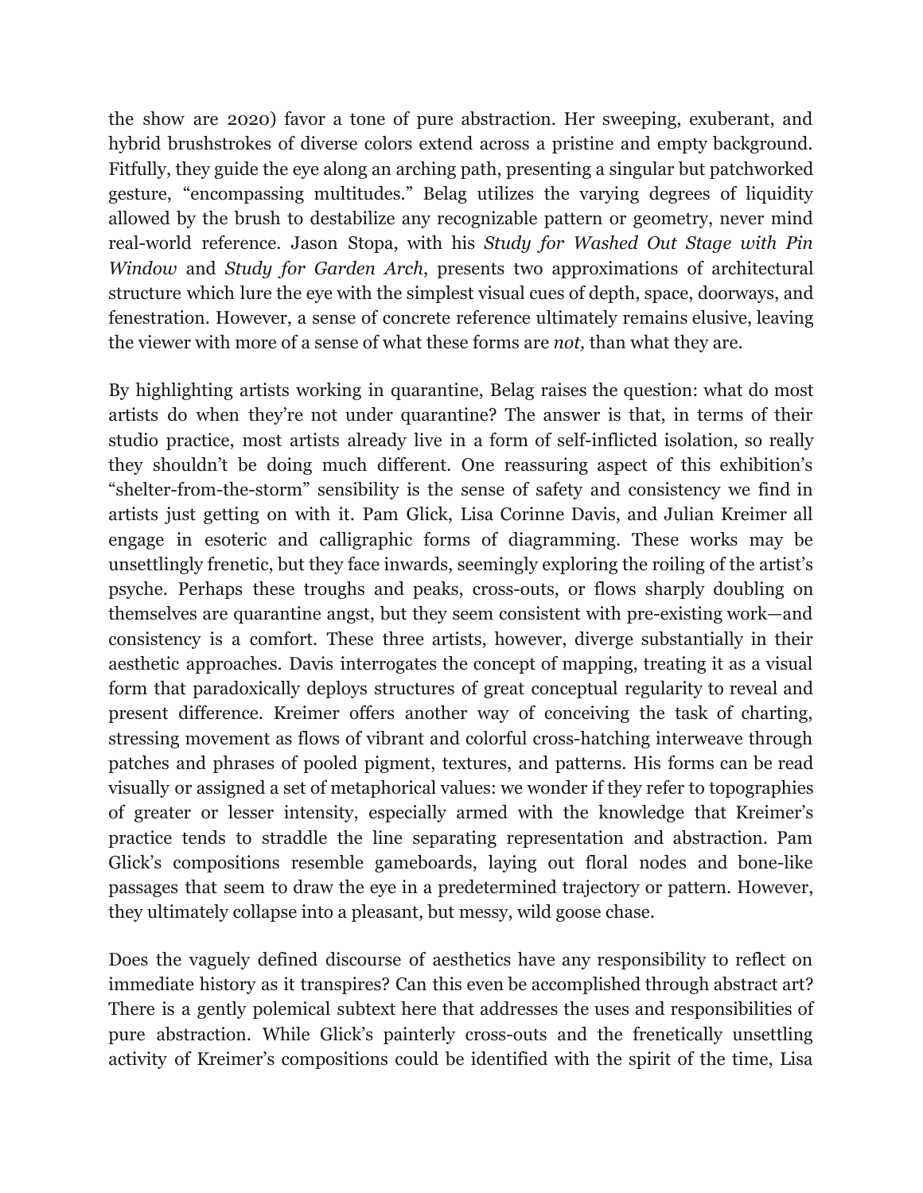the show are 2020) favor a tone of pure abstraction. Her sweeping, exuberant, and hybrid brushstrokes of diverse colors extend across a pristine and empty background. Fitfully, they guide the eye along an arching path, presenting a singular but patchworked gesture, "encompassing multitudes." Belag utilizes the varying degrees of liquidity allowed by the brush to destabilize any recognizable pattern or geometry, never mind real-world reference. Jason Stopa, with his *Study for Washed Out Stage with Pin Window* and *Study for Garden Arch*, presents two approximations of architectural structure which lure the eye with the simplest visual cues of depth, space, doorways, and fenestration. However, a sense of concrete reference ultimately remains elusive, leaving the viewer with more of a sense of what these forms are *not,* than what they are.

By highlighting artists working in quarantine, Belag raises the question: what do most artists do when they're not under quarantine? The answer is that, in terms of their studio practice, most artists already live in a form of self-inflicted isolation, so really they shouldn't be doing much different. One reassuring aspect of this exhibition's "shelter-from-the-storm" sensibility is the sense of safety and consistency we find in artists just getting on with it. Pam Glick, Lisa Corinne Davis, and Julian Kreimer all engage in esoteric and calligraphic forms of diagramming. These works may be unsettlingly frenetic, but they face inwards, seemingly exploring the roiling of the artist's psyche. Perhaps these troughs and peaks, cross-outs, or flows sharply doubling on themselves are quarantine angst, but they seem consistent with pre-existing work—and consistency is a comfort. These three artists, however, diverge substantially in their aesthetic approaches. Davis interrogates the concept of mapping, treating it as a visual form that paradoxically deploys structures of great conceptual regularity to reveal and present difference. Kreimer offers another way of conceiving the task of charting, stressing movement as flows of vibrant and colorful cross-hatching interweave through patches and phrases of pooled pigment, textures, and patterns. His forms can be read visually or assigned a set of metaphorical values: we wonder if they refer to topographies of greater or lesser intensity, especially armed with the knowledge that Kreimer's practice tends to straddle the line separating representation and abstraction. Pam Glick's compositions resemble gameboards, laying out floral nodes and bone-like passages that seem to draw the eye in a predetermined trajectory or pattern. However, they ultimately collapse into a pleasant, but messy, wild goose chase.

Does the vaguely defined discourse of aesthetics have any responsibility to reflect on immediate history as it transpires? Can this even be accomplished through abstract art? There is a gently polemical subtext here that addresses the uses and responsibilities of pure abstraction. While Glick's painterly cross-outs and the frenetically unsettling activity of Kreimer's compositions could be identified with the spirit of the time, Lisa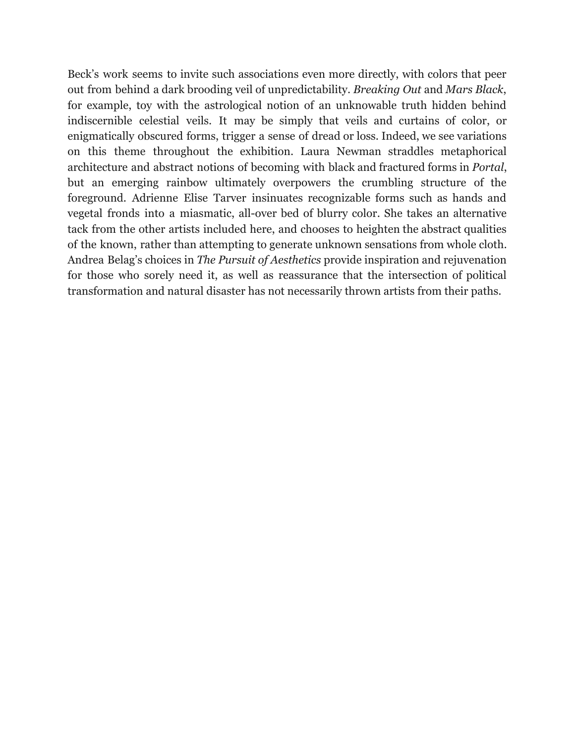Beck's work seems to invite such associations even more directly, with colors that peer out from behind a dark brooding veil of unpredictability. *Breaking Out* and *Mars Black*, for example, toy with the astrological notion of an unknowable truth hidden behind indiscernible celestial veils. It may be simply that veils and curtains of color, or enigmatically obscured forms, trigger a sense of dread or loss. Indeed, we see variations on this theme throughout the exhibition. Laura Newman straddles metaphorical architecture and abstract notions of becoming with black and fractured forms in *Portal*, but an emerging rainbow ultimately overpowers the crumbling structure of the foreground. Adrienne Elise Tarver insinuates recognizable forms such as hands and vegetal fronds into a miasmatic, all-over bed of blurry color. She takes an alternative tack from the other artists included here, and chooses to heighten the abstract qualities of the known, rather than attempting to generate unknown sensations from whole cloth. Andrea Belag's choices in *The Pursuit of Aesthetics* provide inspiration and rejuvenation for those who sorely need it, as well as reassurance that the intersection of political transformation and natural disaster has not necessarily thrown artists from their paths.